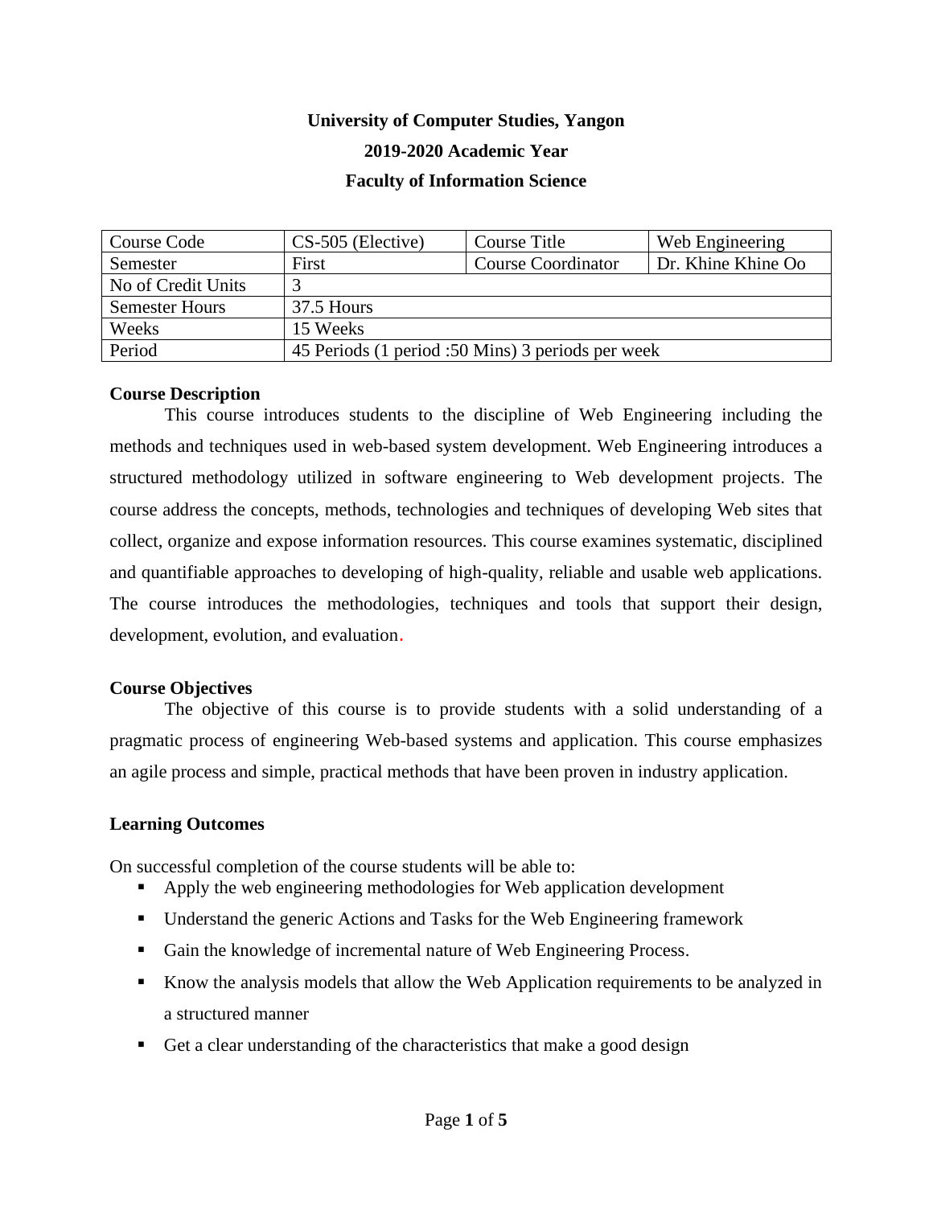# University of Computer Studies, Yangon

## 2019-2020 Academic Year

## Faculty of Information Science

| Course Code | CS-505 (Elective) | Course Title | Web Engineering |
|---|---|---|---|
| Semester | First | Course Coordinator | Dr. Khine Khine Oo |
| No of Credit Units | 3 | | |
| Semester Hours | 37.5 Hours | | |
| Weeks | 15 Weeks | | |
| Period | 45 Periods (1 period :50 Mins) 3 periods per week | | |

**Course Description**

This course introduces students to the discipline of Web Engineering including the methods and techniques used in web-based system development. Web Engineering introduces a structured methodology utilized in software engineering to Web development projects. The course address the concepts, methods, technologies and techniques of developing Web sites that collect, organize and expose information resources. This course examines systematic, disciplined and quantifiable approaches to developing of high-quality, reliable and usable web applications. The course introduces the methodologies, techniques and tools that support their design, development, evolution, and evaluation.

**Course Objectives**

The objective of this course is to provide students with a solid understanding of a pragmatic process of engineering Web-based systems and application. This course emphasizes an agile process and simple, practical methods that have been proven in industry application.

**Learning Outcomes**

On successful completion of the course students will be able to:

- Apply the web engineering methodologies for Web application development
- Understand the generic Actions and Tasks for the Web Engineering framework
- Gain the knowledge of incremental nature of Web Engineering Process.
- Know the analysis models that allow the Web Application requirements to be analyzed in a structured manner
- Get a clear understanding of the characteristics that make a good design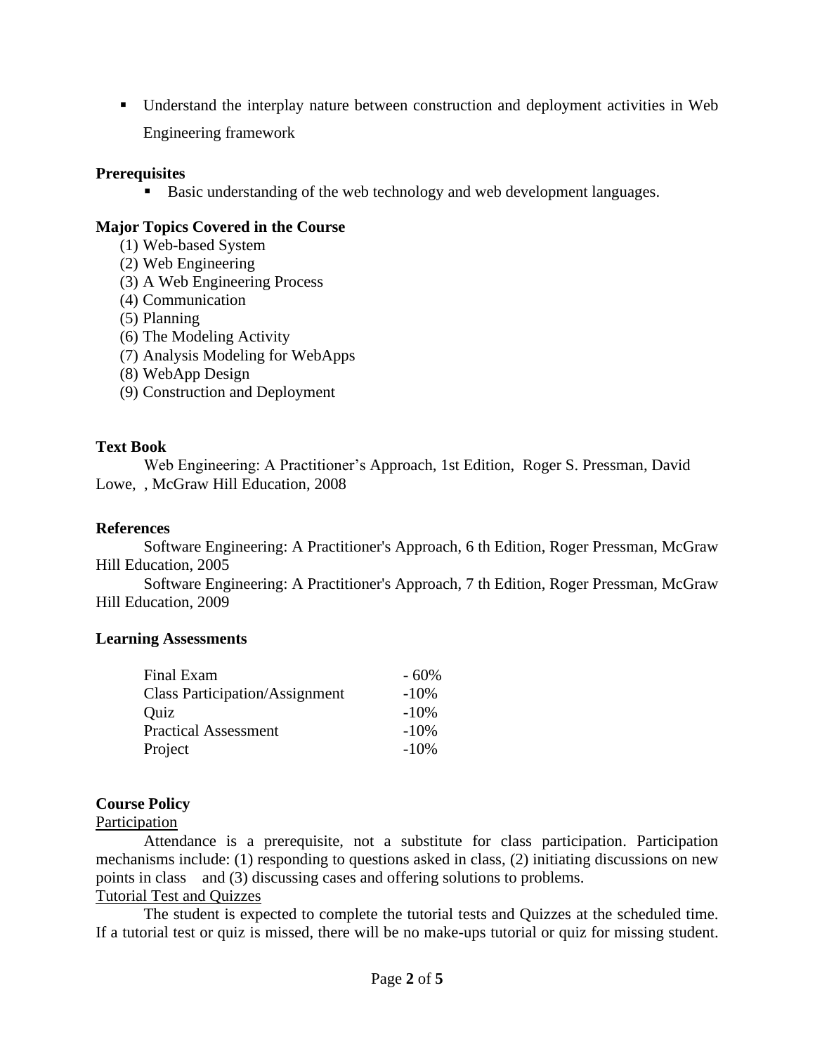- Understand the interplay nature between construction and deployment activities in Web Engineering framework

**Prerequisites**

- Basic understanding of the web technology and web development languages.

**Major Topics Covered in the Course**

(1) Web-based System
(2) Web Engineering
(3) A Web Engineering Process
(4) Communication
(5) Planning
(6) The Modeling Activity
(7) Analysis Modeling for WebApps
(8) WebApp Design
(9) Construction and Deployment

**Text Book**

Web Engineering: A Practitioner's Approach, 1st Edition, Roger S. Pressman, David Lowe, , McGraw Hill Education, 2008

**References**

Software Engineering: A Practitioner's Approach, 6 th Edition, Roger Pressman, McGraw Hill Education, 2005

Software Engineering: A Practitioner's Approach, 7 th Edition, Roger Pressman, McGraw Hill Education, 2009

**Learning Assessments**

| | |
|---|---|
| Final Exam | - 60% |
| Class Participation/Assignment | -10% |
| Quiz | -10% |
| Practical Assessment | -10% |
| Project | -10% |

**Course Policy**

<u>Participation</u>

Attendance is a prerequisite, not a substitute for class participation. Participation mechanisms include: (1) responding to questions asked in class, (2) initiating discussions on new points in class and (3) discussing cases and offering solutions to problems.

<u>Tutorial Test and Quizzes</u>

The student is expected to complete the tutorial tests and Quizzes at the scheduled time. If a tutorial test or quiz is missed, there will be no make-ups tutorial or quiz for missing student.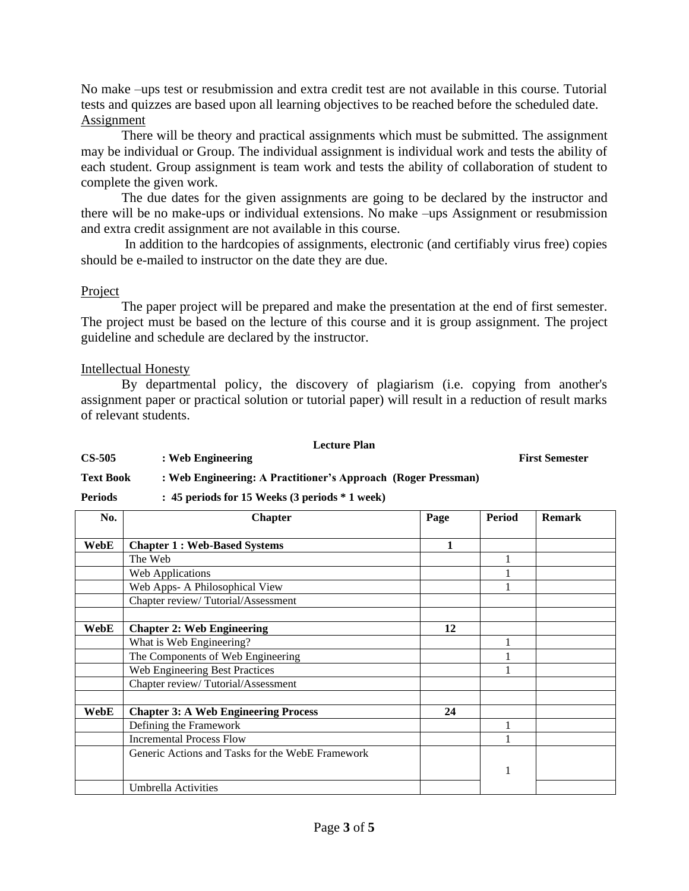No make –ups test or resubmission and extra credit test are not available in this course. Tutorial tests and quizzes are based upon all learning objectives to be reached before the scheduled date.

Assignment

There will be theory and practical assignments which must be submitted. The assignment may be individual or Group. The individual assignment is individual work and tests the ability of each student. Group assignment is team work and tests the ability of collaboration of student to complete the given work.

The due dates for the given assignments are going to be declared by the instructor and there will be no make-ups or individual extensions. No make –ups Assignment or resubmission and extra credit assignment are not available in this course.

In addition to the hardcopies of assignments, electronic (and certifiably virus free) copies should be e-mailed to instructor on the date they are due.

Project

The paper project will be prepared and make the presentation at the end of first semester. The project must be based on the lecture of this course and it is group assignment. The project guideline and schedule are declared by the instructor.

Intellectual Honesty

By departmental policy, the discovery of plagiarism (i.e. copying from another's assignment paper or practical solution or tutorial paper) will result in a reduction of result marks of relevant students.

**Lecture Plan**

**CS-505** **: Web Engineering** **First Semester**

**Text Book** **: Web Engineering: A Practitioner's Approach (Roger Pressman)**

**Periods** **: 45 periods for 15 Weeks (3 periods * 1 week)**

| No. | Chapter | Page | Period | Remark |
|---|---|---|---|---|
| **WebE** | **Chapter 1 : Web-Based Systems** | **1** | | |
| | The Web | | 1 | |
| | Web Applications | | 1 | |
| | Web Apps- A Philosophical View | | 1 | |
| | Chapter review/ Tutorial/Assessment | | | |
| | | | | |
| **WebE** | **Chapter 2: Web Engineering** | **12** | | |
| | What is Web Engineering? | | 1 | |
| | The Components of Web Engineering | | 1 | |
| | Web Engineering Best Practices | | 1 | |
| | Chapter review/ Tutorial/Assessment | | | |
| | | | | |
| **WebE** | **Chapter 3: A Web Engineering Process** | **24** | | |
| | Defining the Framework | | 1 | |
| | Incremental Process Flow | | 1 | |
| | Generic Actions and Tasks for the WebE Framework | | 1 | |
| | Umbrella Activities | | | |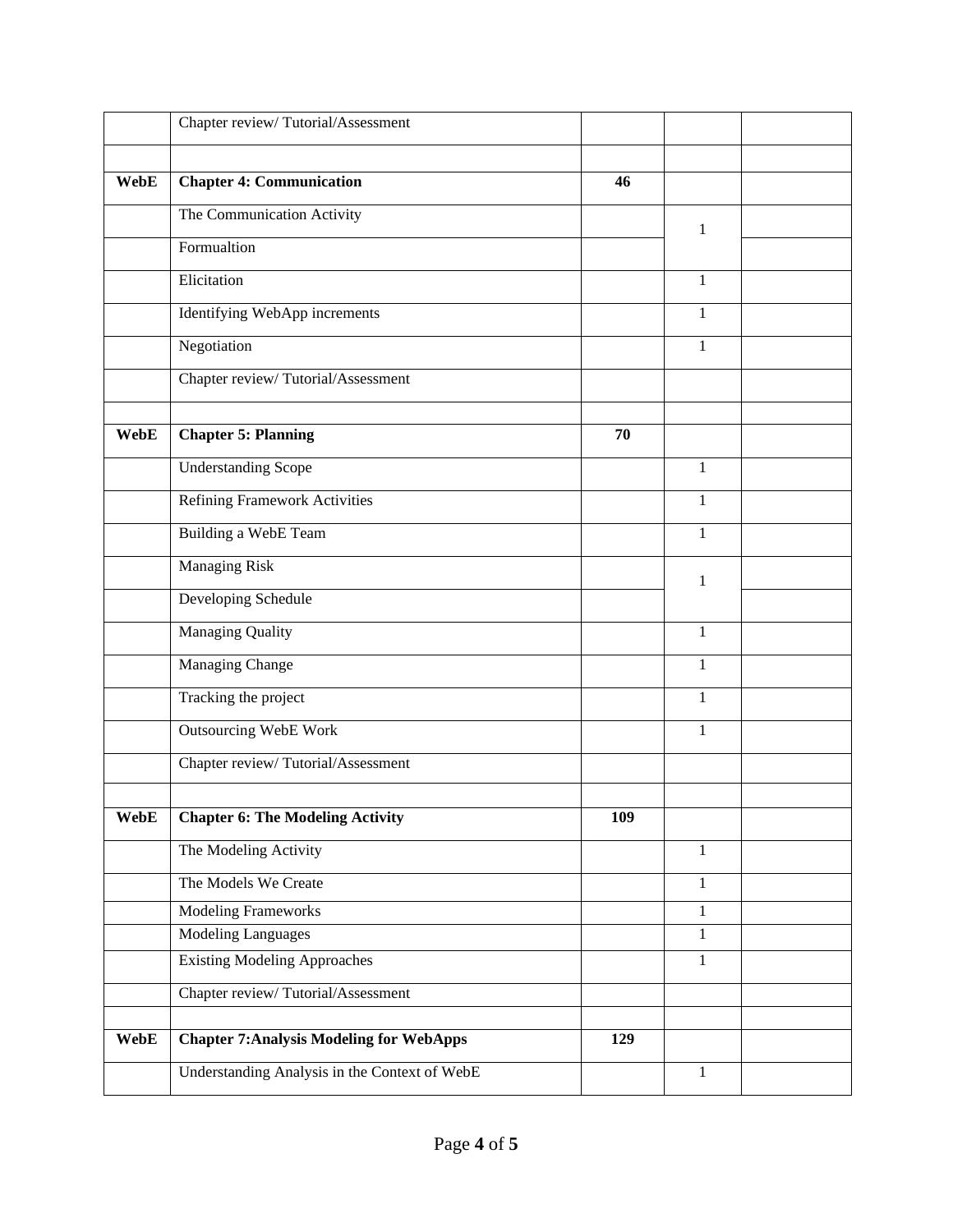| | | | | |
|---|---|---|---|---|
| | Chapter review/ Tutorial/Assessment | | | |
| | | | | |
| **WebE** | **Chapter 4: Communication** | **46** | | |
| | The Communication Activity | | 1 | |
| | Formualtion | | | |
| | Elicitation | | 1 | |
| | Identifying WebApp increments | | 1 | |
| | Negotiation | | 1 | |
| | Chapter review/ Tutorial/Assessment | | | |
| | | | | |
| **WebE** | **Chapter 5: Planning** | **70** | | |
| | Understanding Scope | | 1 | |
| | Refining Framework Activities | | 1 | |
| | Building a WebE Team | | 1 | |
| | Managing Risk | | 1 | |
| | Developing Schedule | | | |
| | Managing Quality | | 1 | |
| | Managing Change | | 1 | |
| | Tracking the project | | 1 | |
| | Outsourcing WebE Work | | 1 | |
| | Chapter review/ Tutorial/Assessment | | | |
| | | | | |
| **WebE** | **Chapter 6: The Modeling Activity** | **109** | | |
| | The Modeling Activity | | 1 | |
| | The Models We Create | | 1 | |
| | Modeling Frameworks | | 1 | |
| | Modeling Languages | | 1 | |
| | Existing Modeling Approaches | | 1 | |
| | Chapter review/ Tutorial/Assessment | | | |
| | | | | |
| **WebE** | **Chapter 7:Analysis Modeling for WebApps** | **129** | | |
| | Understanding Analysis in the Context of WebE | | 1 | |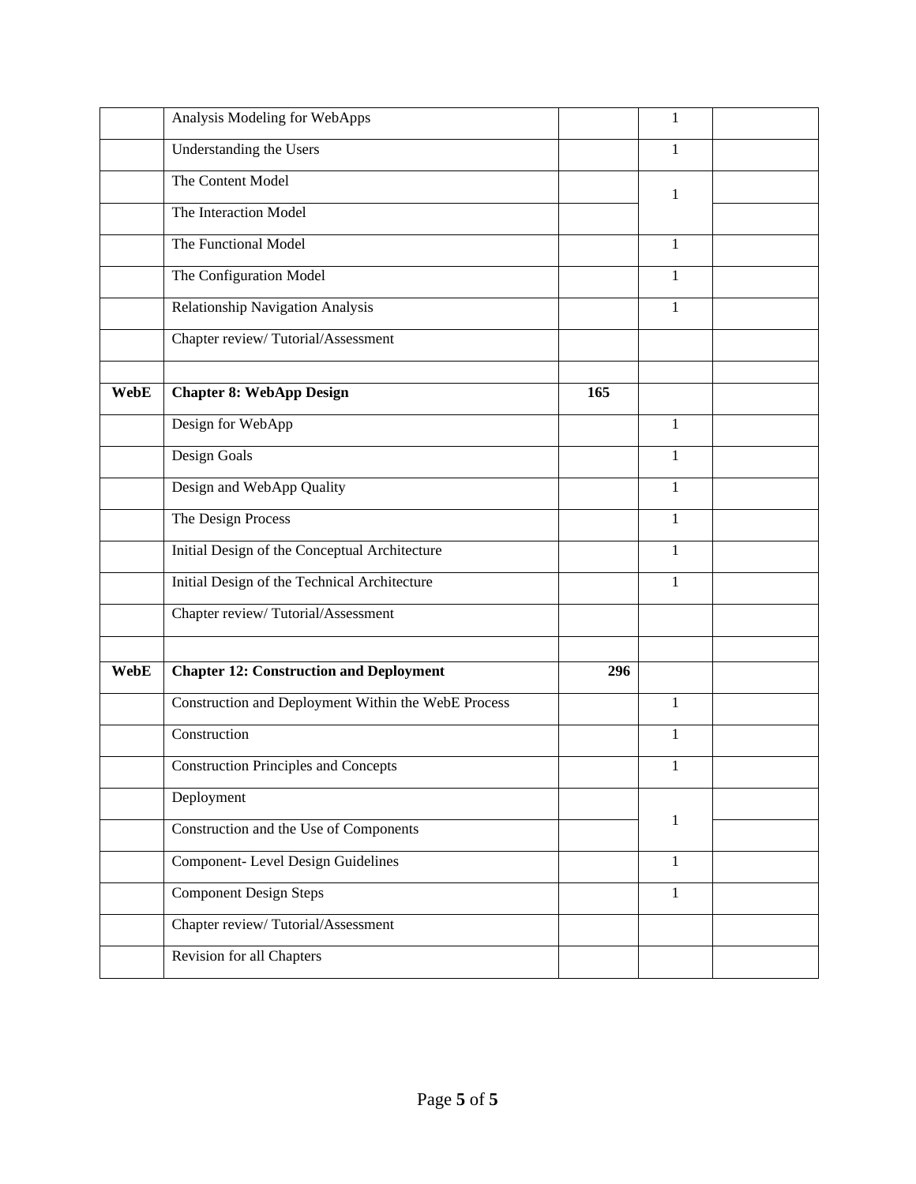| | | | | |
|---|---|---|---|---|
| | Analysis Modeling for WebApps | | 1 | |
| | Understanding the Users | | 1 | |
| | The Content Model | | 1 | |
| | The Interaction Model | | | |
| | The Functional Model | | 1 | |
| | The Configuration Model | | 1 | |
| | Relationship Navigation Analysis | | 1 | |
| | Chapter review/ Tutorial/Assessment | | | |
| | | | | |
| **WebE** | **Chapter 8: WebApp Design** | **165** | | |
| | Design for WebApp | | 1 | |
| | Design Goals | | 1 | |
| | Design and WebApp Quality | | 1 | |
| | The Design Process | | 1 | |
| | Initial Design of the Conceptual Architecture | | 1 | |
| | Initial Design of the Technical Architecture | | 1 | |
| | Chapter review/ Tutorial/Assessment | | | |
| | | | | |
| **WebE** | **Chapter 12: Construction and Deployment** | **296** | | |
| | Construction and Deployment Within the WebE Process | | 1 | |
| | Construction | | 1 | |
| | Construction Principles and Concepts | | 1 | |
| | Deployment | | 1 | |
| | Construction and the Use of Components | | | |
| | Component- Level Design Guidelines | | 1 | |
| | Component Design Steps | | 1 | |
| | Chapter review/ Tutorial/Assessment | | | |
| | Revision for all Chapters | | | |